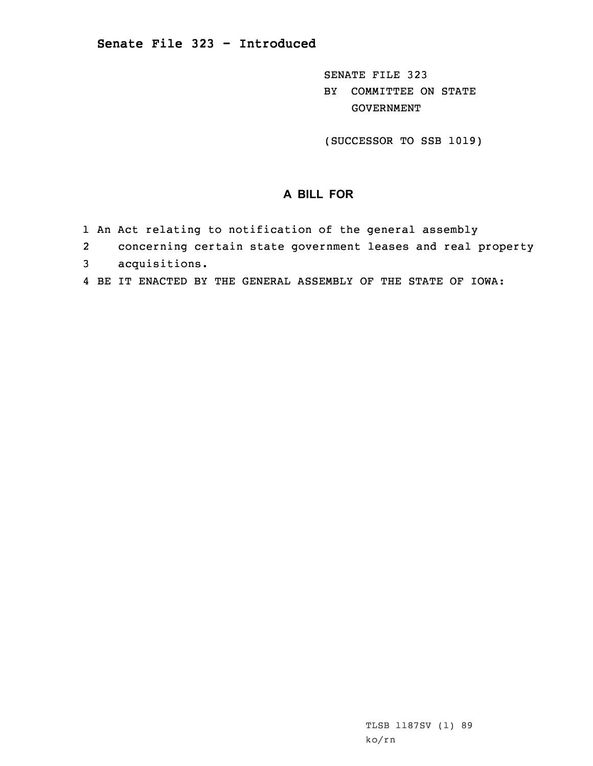**Senate File 323 - Introduced**

SENATE FILE 323
BY COMMITTEE ON STATE GOVERNMENT

(SUCCESSOR TO SSB 1019)

## A BILL FOR

1 An Act relating to notification of the general assembly
2 concerning certain state government leases and real property
3 acquisitions.
4 BE IT ENACTED BY THE GENERAL ASSEMBLY OF THE STATE OF IOWA:

TLSB 1187SV (1) 89
ko/rn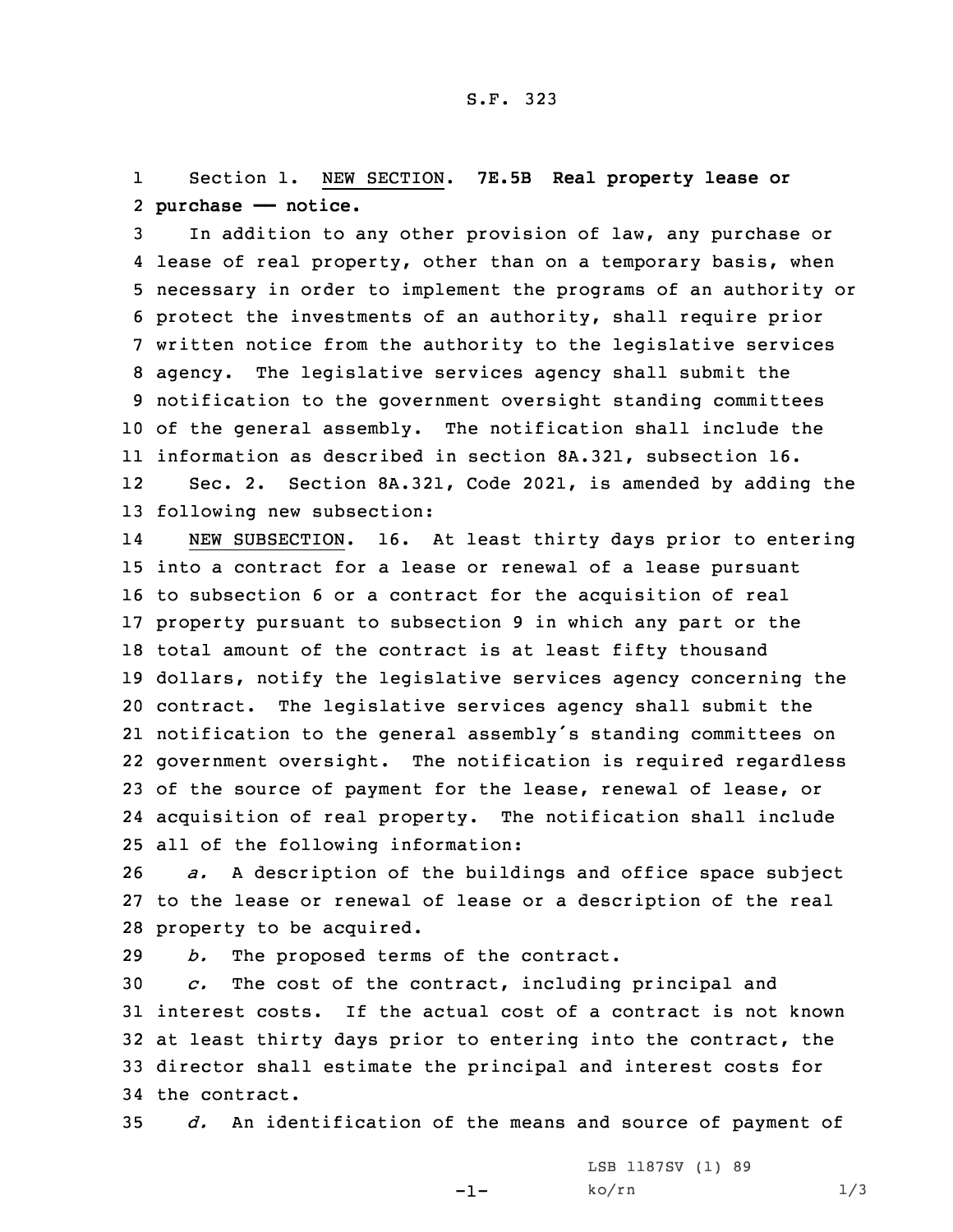Section 1. NEW SECTION. **7E.5B Real property lease or purchase —— notice.**

In addition to any other provision of law, any purchase or lease of real property, other than on a temporary basis, when necessary in order to implement the programs of an authority or protect the investments of an authority, shall require prior written notice from the authority to the legislative services agency. The legislative services agency shall submit the notification to the government oversight standing committees of the general assembly. The notification shall include the information as described in section 8A.321, subsection 16.

Sec. 2. Section 8A.321, Code 2021, is amended by adding the following new subsection:

NEW SUBSECTION. 16. At least thirty days prior to entering into a contract for a lease or renewal of a lease pursuant to subsection 6 or a contract for the acquisition of real property pursuant to subsection 9 in which any part or the total amount of the contract is at least fifty thousand dollars, notify the legislative services agency concerning the contract. The legislative services agency shall submit the notification to the general assembly's standing committees on government oversight. The notification is required regardless of the source of payment for the lease, renewal of lease, or acquisition of real property. The notification shall include all of the following information:

*a.* A description of the buildings and office space subject to the lease or renewal of lease or a description of the real property to be acquired.

*b.* The proposed terms of the contract.

*c.* The cost of the contract, including principal and interest costs. If the actual cost of a contract is not known at least thirty days prior to entering into the contract, the director shall estimate the principal and interest costs for the contract.

*d.* An identification of the means and source of payment of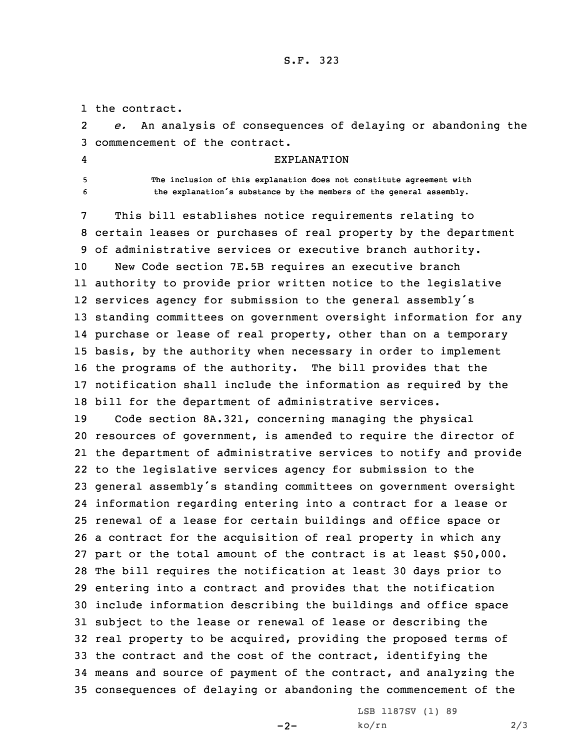the contract.

*e.* An analysis of consequences of delaying or abandoning the commencement of the contract.

EXPLANATION

The inclusion of this explanation does not constitute agreement with the explanation's substance by the members of the general assembly.

This bill establishes notice requirements relating to certain leases or purchases of real property by the department of administrative services or executive branch authority.

New Code section 7E.5B requires an executive branch authority to provide prior written notice to the legislative services agency for submission to the general assembly's standing committees on government oversight information for any purchase or lease of real property, other than on a temporary basis, by the authority when necessary in order to implement the programs of the authority. The bill provides that the notification shall include the information as required by the bill for the department of administrative services.

Code section 8A.321, concerning managing the physical resources of government, is amended to require the director of the department of administrative services to notify and provide to the legislative services agency for submission to the general assembly's standing committees on government oversight information regarding entering into a contract for a lease or renewal of a lease for certain buildings and office space or a contract for the acquisition of real property in which any part or the total amount of the contract is at least $50,000. The bill requires the notification at least 30 days prior to entering into a contract and provides that the notification include information describing the buildings and office space subject to the lease or renewal of lease or describing the real property to be acquired, providing the proposed terms of the contract and the cost of the contract, identifying the means and source of payment of the contract, and analyzing the consequences of delaying or abandoning the commencement of the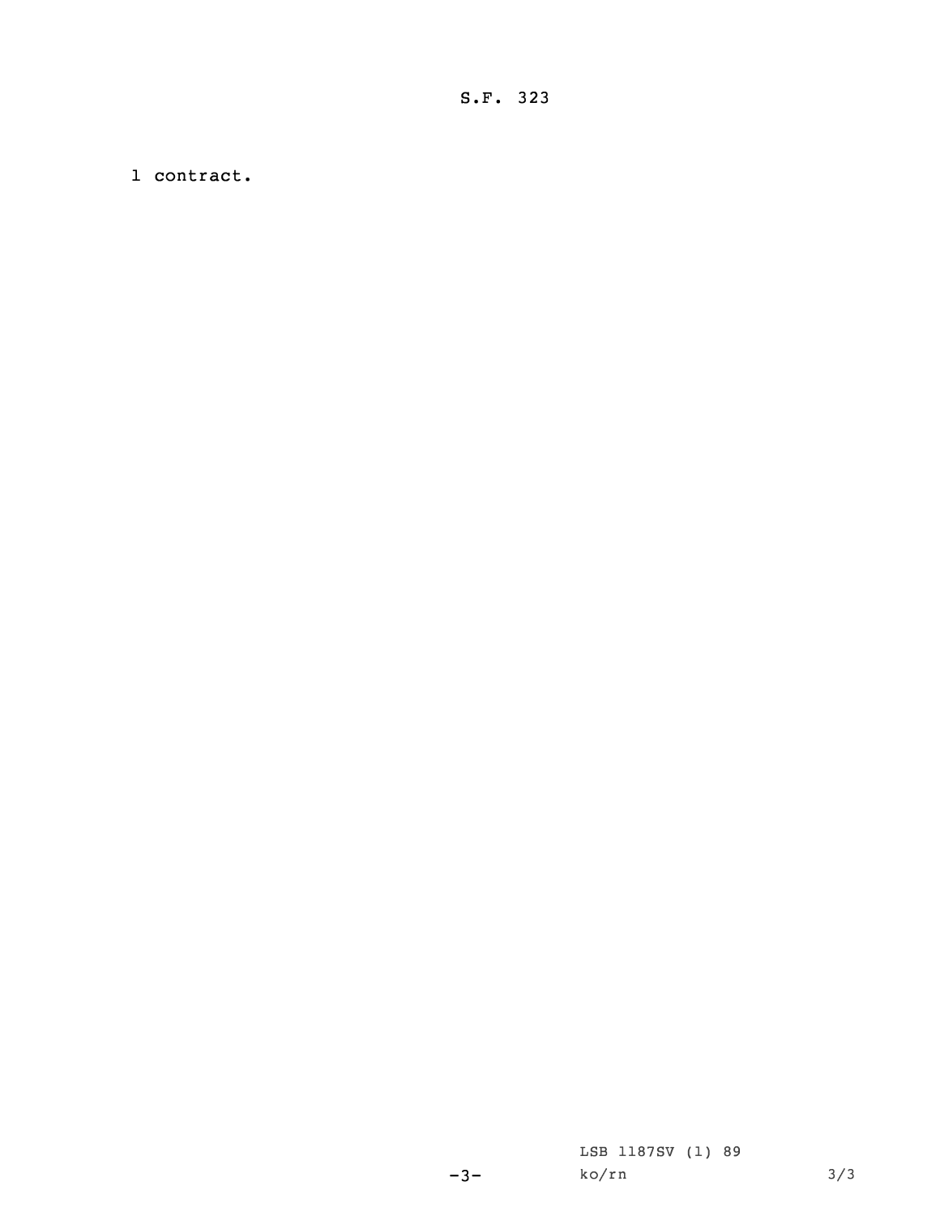contract.